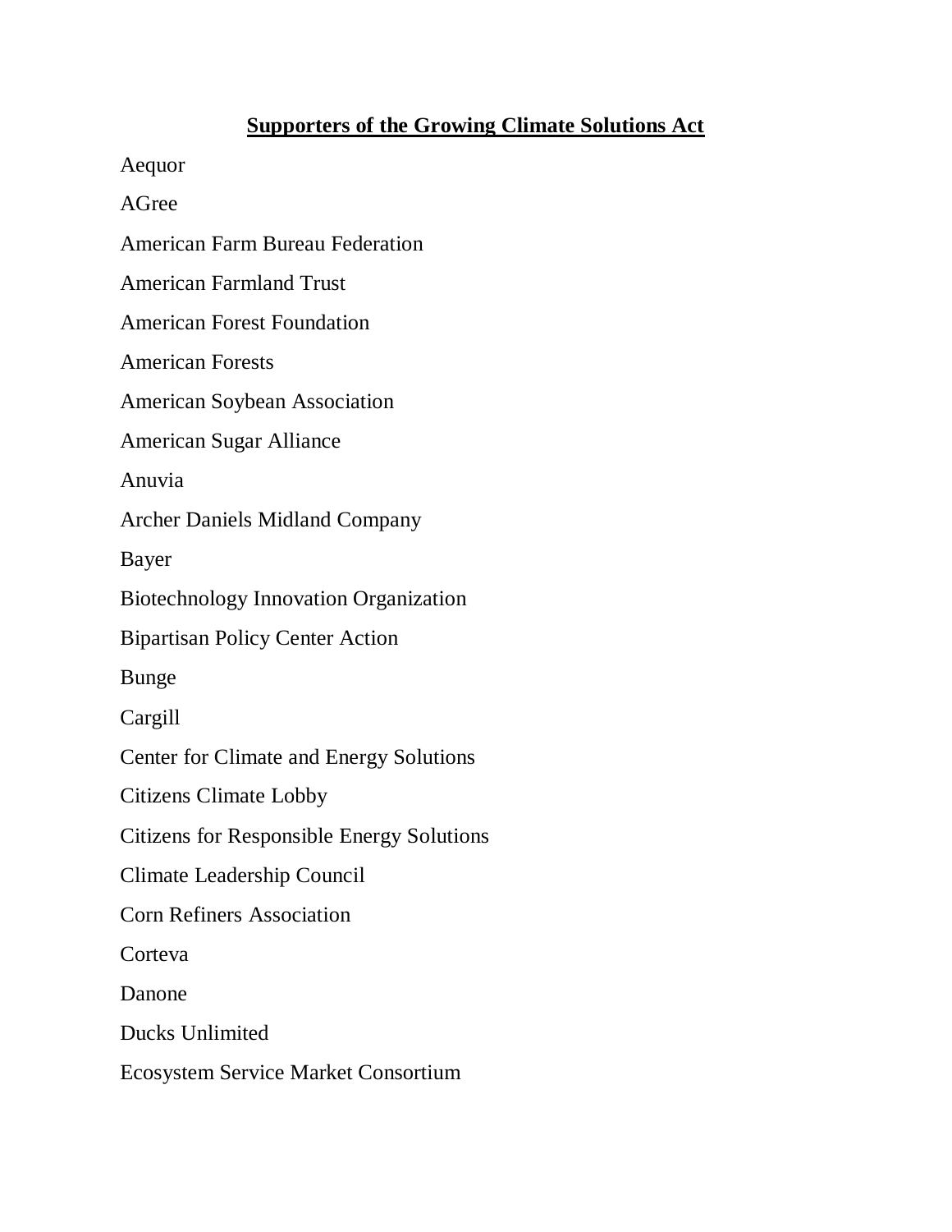# Supporters of the Growing Climate Solutions Act

Aequor

AGree

American Farm Bureau Federation

American Farmland Trust

American Forest Foundation

American Forests

American Soybean Association

American Sugar Alliance

Anuvia

Archer Daniels Midland Company

Bayer

Biotechnology Innovation Organization

Bipartisan Policy Center Action

Bunge

Cargill

Center for Climate and Energy Solutions

Citizens Climate Lobby

Citizens for Responsible Energy Solutions

Climate Leadership Council

Corn Refiners Association

Corteva

Danone

Ducks Unlimited

Ecosystem Service Market Consortium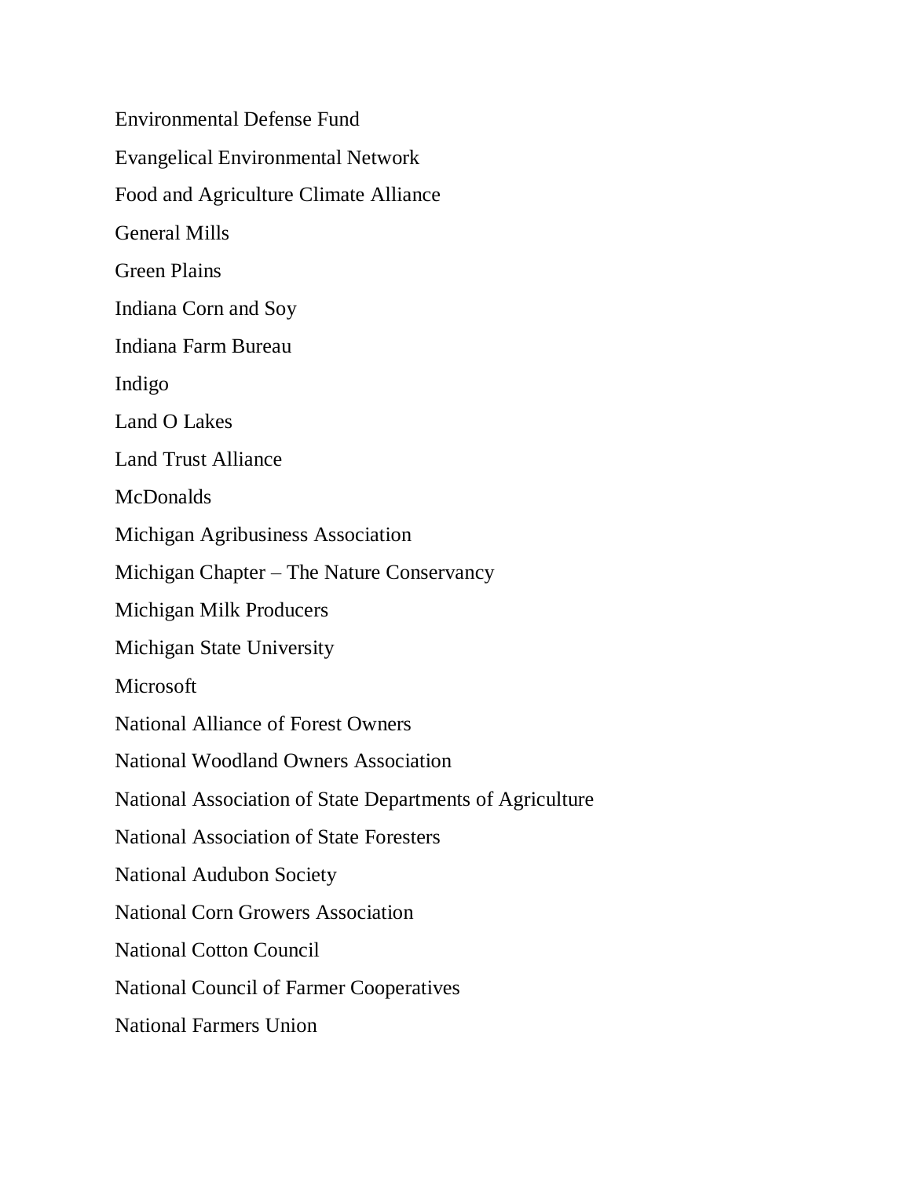Environmental Defense Fund

Evangelical Environmental Network

Food and Agriculture Climate Alliance

General Mills

Green Plains

Indiana Corn and Soy

Indiana Farm Bureau

Indigo

Land O Lakes

Land Trust Alliance

McDonalds

Michigan Agribusiness Association

Michigan Chapter – The Nature Conservancy

Michigan Milk Producers

Michigan State University

Microsoft

National Alliance of Forest Owners

National Woodland Owners Association

National Association of State Departments of Agriculture

National Association of State Foresters

National Audubon Society

National Corn Growers Association

National Cotton Council

National Council of Farmer Cooperatives

National Farmers Union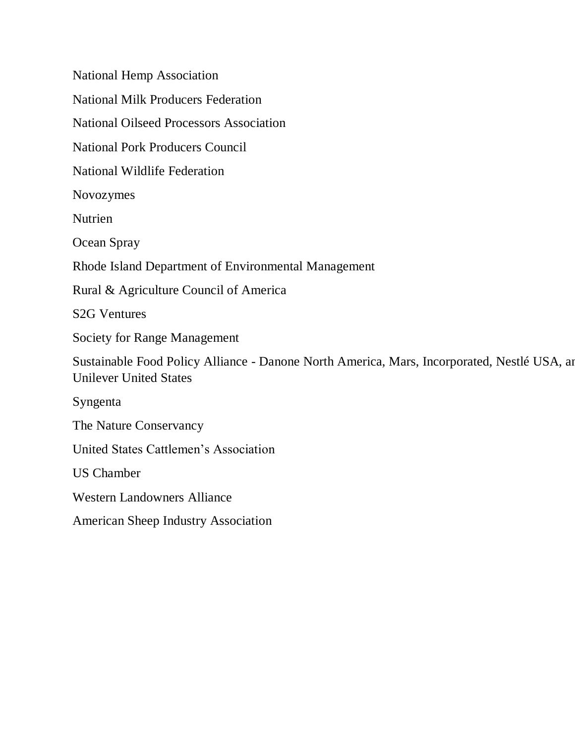National Hemp Association

National Milk Producers Federation

National Oilseed Processors Association

National Pork Producers Council

National Wildlife Federation

Novozymes

Nutrien

Ocean Spray

Rhode Island Department of Environmental Management

Rural & Agriculture Council of America

S2G Ventures

Society for Range Management

Sustainable Food Policy Alliance - Danone North America, Mars, Incorporated, Nestlé USA, ar Unilever United States

Syngenta

The Nature Conservancy

United States Cattlemen's Association

US Chamber

Western Landowners Alliance

American Sheep Industry Association